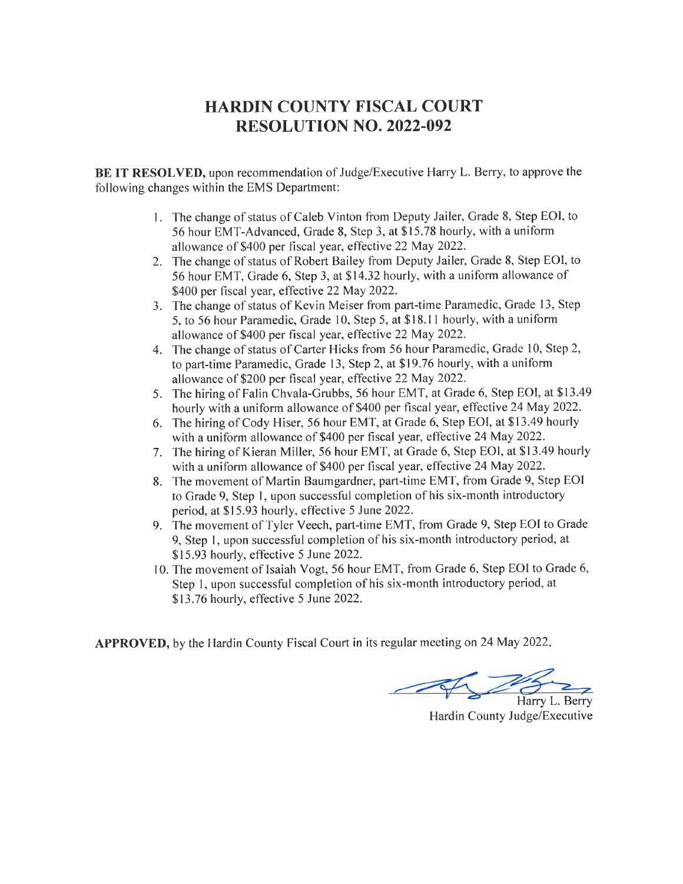# HARDIN COUNTY FISCAL COURT
# RESOLUTION NO. 2022-092

**BE IT RESOLVED,** upon recommendation of Judge/Executive Harry L. Berry, to approve the following changes within the EMS Department:

1. The change of status of Caleb Vinton from Deputy Jailer, Grade 8, Step EOI, to 56 hour EMT-Advanced, Grade 8, Step 3, at $15.78 hourly, with a uniform allowance of $400 per fiscal year, effective 22 May 2022.
2. The change of status of Robert Bailey from Deputy Jailer, Grade 8, Step EOI, to 56 hour EMT, Grade 6, Step 3, at $14.32 hourly, with a uniform allowance of $400 per fiscal year, effective 22 May 2022.
3. The change of status of Kevin Meiser from part-time Paramedic, Grade 13, Step 5, to 56 hour Paramedic, Grade 10, Step 5, at $18.11 hourly, with a uniform allowance of $400 per fiscal year, effective 22 May 2022.
4. The change of status of Carter Hicks from 56 hour Paramedic, Grade 10, Step 2, to part-time Paramedic, Grade 13, Step 2, at $19.76 hourly, with a uniform allowance of $200 per fiscal year, effective 22 May 2022.
5. The hiring of Falin Chvala-Grubbs, 56 hour EMT, at Grade 6, Step EOI, at $13.49 hourly with a uniform allowance of $400 per fiscal year, effective 24 May 2022.
6. The hiring of Cody Hiser, 56 hour EMT, at Grade 6, Step EOI, at $13.49 hourly with a uniform allowance of $400 per fiscal year, effective 24 May 2022.
7. The hiring of Kieran Miller, 56 hour EMT, at Grade 6, Step EOI, at $13.49 hourly with a uniform allowance of $400 per fiscal year, effective 24 May 2022.
8. The movement of Martin Baumgardner, part-time EMT, from Grade 9, Step EOI to Grade 9, Step 1, upon successful completion of his six-month introductory period, at $15.93 hourly, effective 5 June 2022.
9. The movement of Tyler Veech, part-time EMT, from Grade 9, Step EOI to Grade 9, Step 1, upon successful completion of his six-month introductory period, at $15.93 hourly, effective 5 June 2022.
10. The movement of Isaiah Vogt, 56 hour EMT, from Grade 6, Step EOI to Grade 6, Step 1, upon successful completion of his six-month introductory period, at $13.76 hourly, effective 5 June 2022.

**APPROVED,** by the Hardin County Fiscal Court in its regular meeting on 24 May 2022.

Harry L. Berry
Hardin County Judge/Executive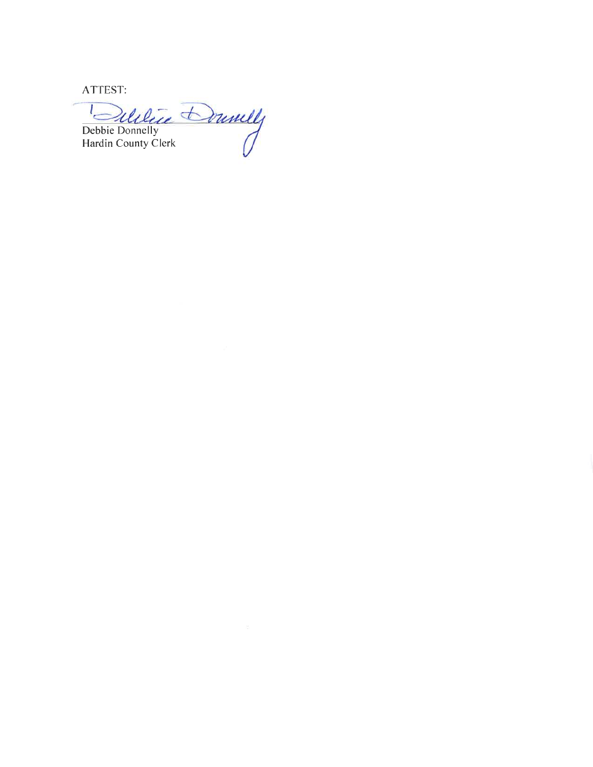ATTEST:

Debbie Donnelly
Hardin County Clerk